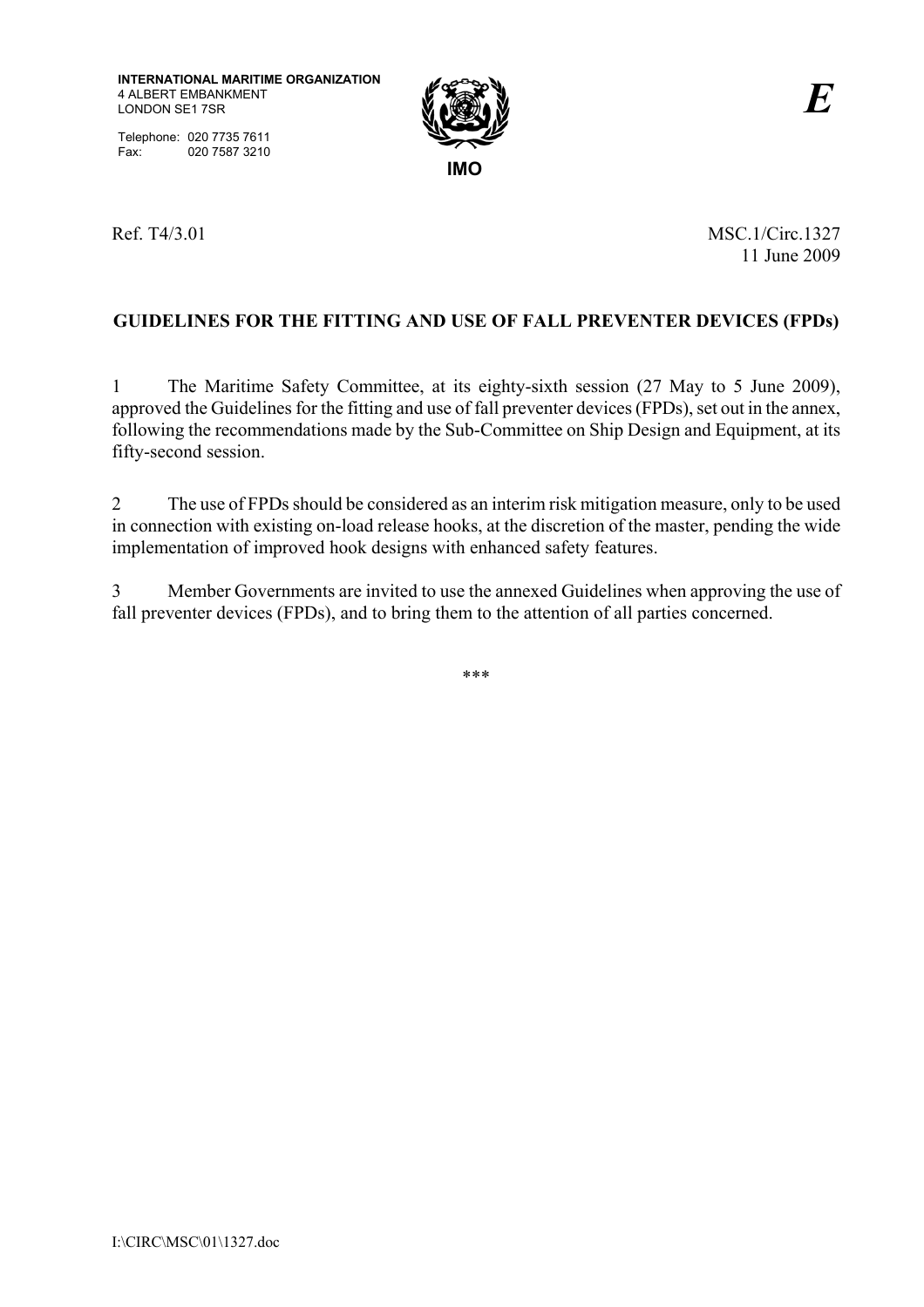**INTERNATIONAL MARITIME ORGANIZATION**
4 ALBERT EMBANKMENT
LONDON SE1 7SR

Telephone: 020 7735 7611
Fax: 020 7587 3210

**IMO**

***E***

Ref. T4/3.01

MSC.1/Circ.1327
11 June 2009

**GUIDELINES FOR THE FITTING AND USE OF FALL PREVENTER DEVICES (FPDs)**

1 The Maritime Safety Committee, at its eighty-sixth session (27 May to 5 June 2009), approved the Guidelines for the fitting and use of fall preventer devices (FPDs), set out in the annex, following the recommendations made by the Sub-Committee on Ship Design and Equipment, at its fifty-second session.

2 The use of FPDs should be considered as an interim risk mitigation measure, only to be used in connection with existing on-load release hooks, at the discretion of the master, pending the wide implementation of improved hook designs with enhanced safety features.

3 Member Governments are invited to use the annexed Guidelines when approving the use of fall preventer devices (FPDs), and to bring them to the attention of all parties concerned.

\*\*\*

I:\CIRC\MSC\01\1327.doc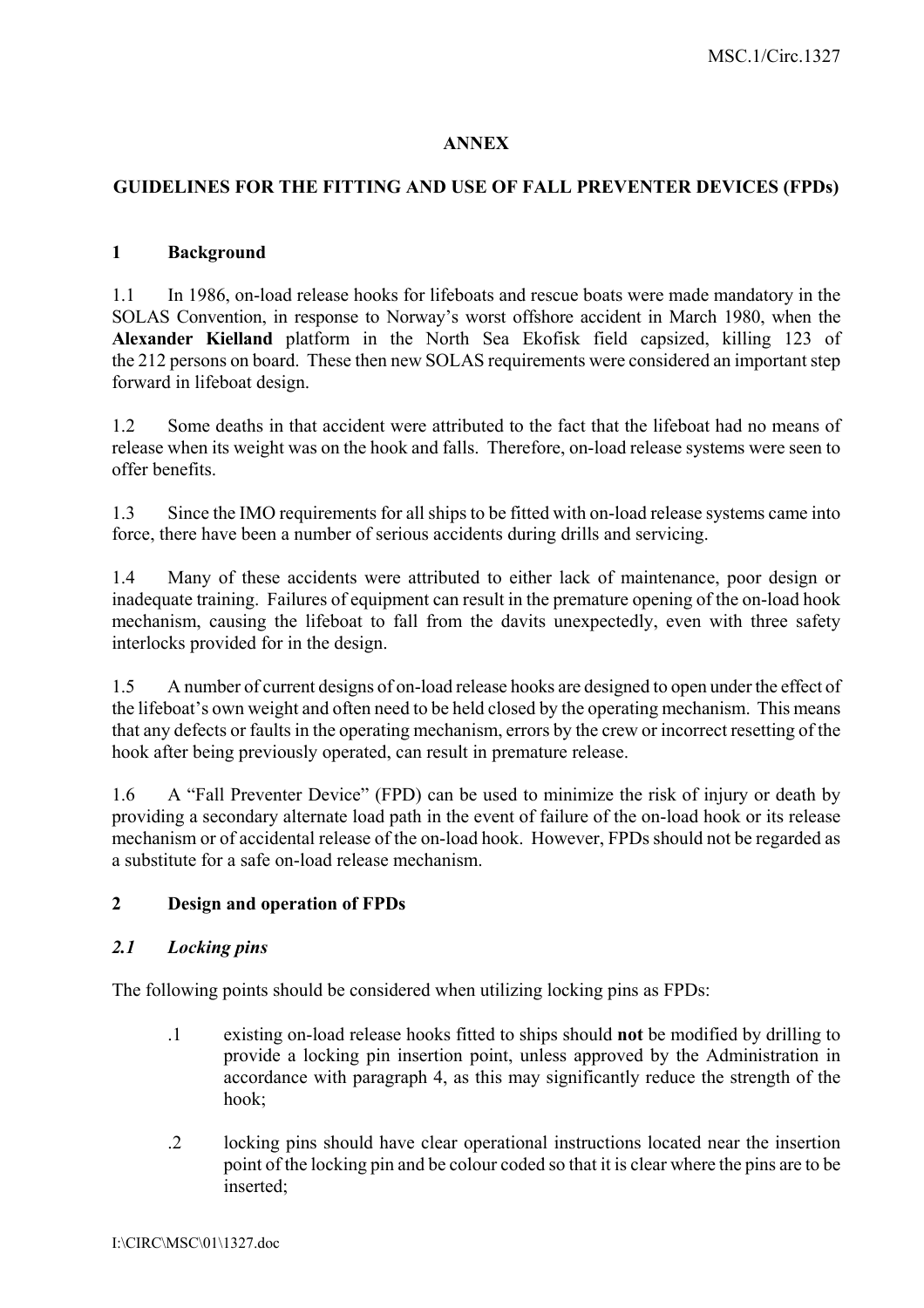# ANNEX

## GUIDELINES FOR THE FITTING AND USE OF FALL PREVENTER DEVICES (FPDs)

### 1 Background

1.1 In 1986, on-load release hooks for lifeboats and rescue boats were made mandatory in the SOLAS Convention, in response to Norway's worst offshore accident in March 1980, when the **Alexander Kielland** platform in the North Sea Ekofisk field capsized, killing 123 of the 212 persons on board. These then new SOLAS requirements were considered an important step forward in lifeboat design.

1.2 Some deaths in that accident were attributed to the fact that the lifeboat had no means of release when its weight was on the hook and falls. Therefore, on-load release systems were seen to offer benefits.

1.3 Since the IMO requirements for all ships to be fitted with on-load release systems came into force, there have been a number of serious accidents during drills and servicing.

1.4 Many of these accidents were attributed to either lack of maintenance, poor design or inadequate training. Failures of equipment can result in the premature opening of the on-load hook mechanism, causing the lifeboat to fall from the davits unexpectedly, even with three safety interlocks provided for in the design.

1.5 A number of current designs of on-load release hooks are designed to open under the effect of the lifeboat's own weight and often need to be held closed by the operating mechanism. This means that any defects or faults in the operating mechanism, errors by the crew or incorrect resetting of the hook after being previously operated, can result in premature release.

1.6 A "Fall Preventer Device" (FPD) can be used to minimize the risk of injury or death by providing a secondary alternate load path in the event of failure of the on-load hook or its release mechanism or of accidental release of the on-load hook. However, FPDs should not be regarded as a substitute for a safe on-load release mechanism.

### 2 Design and operation of FPDs

#### *2.1 Locking pins*

The following points should be considered when utilizing locking pins as FPDs:

- .1 existing on-load release hooks fitted to ships should **not** be modified by drilling to provide a locking pin insertion point, unless approved by the Administration in accordance with paragraph 4, as this may significantly reduce the strength of the hook;

- .2 locking pins should have clear operational instructions located near the insertion point of the locking pin and be colour coded so that it is clear where the pins are to be inserted;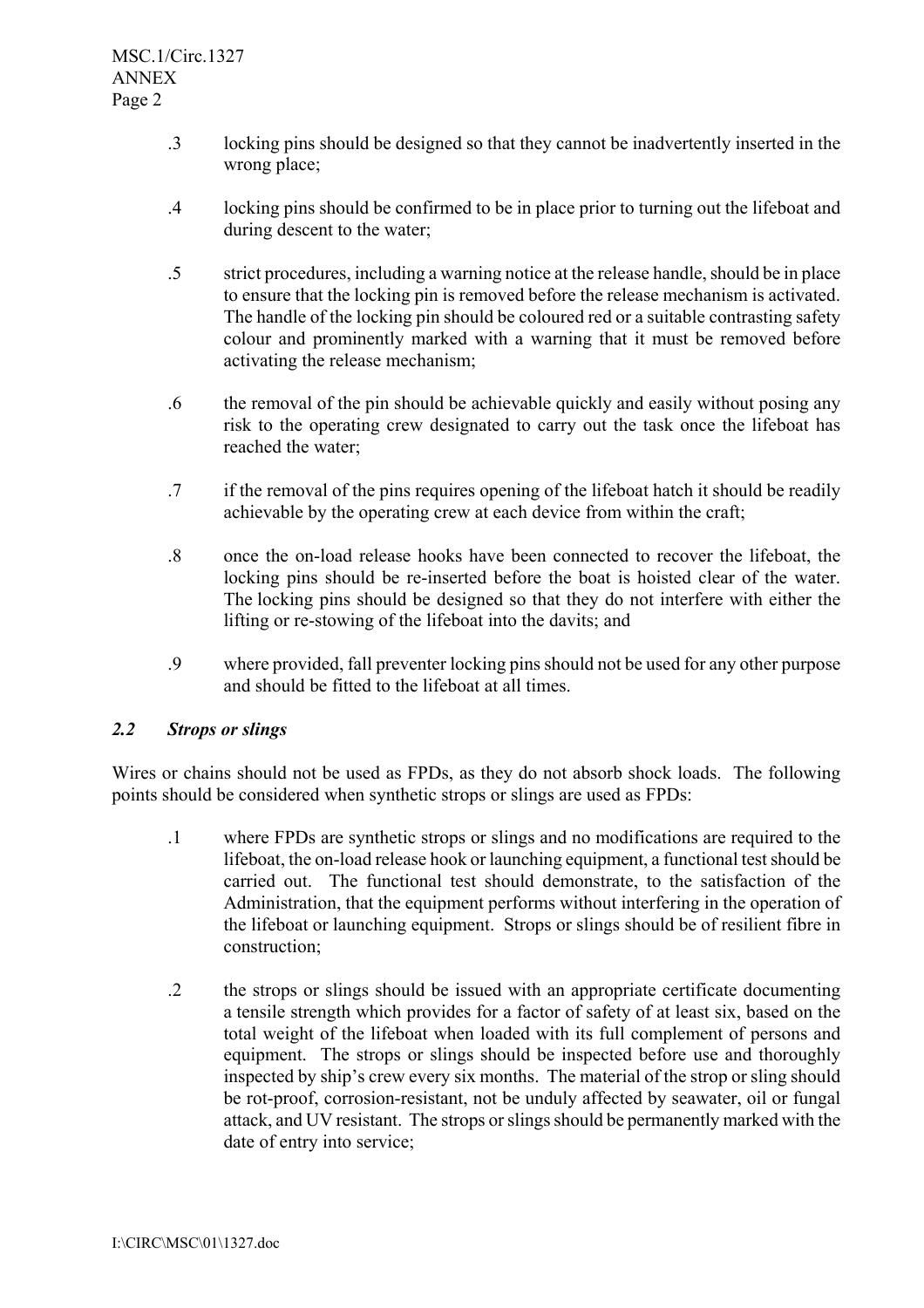.3 locking pins should be designed so that they cannot be inadvertently inserted in the wrong place;

.4 locking pins should be confirmed to be in place prior to turning out the lifeboat and during descent to the water;

.5 strict procedures, including a warning notice at the release handle, should be in place to ensure that the locking pin is removed before the release mechanism is activated. The handle of the locking pin should be coloured red or a suitable contrasting safety colour and prominently marked with a warning that it must be removed before activating the release mechanism;

.6 the removal of the pin should be achievable quickly and easily without posing any risk to the operating crew designated to carry out the task once the lifeboat has reached the water;

.7 if the removal of the pins requires opening of the lifeboat hatch it should be readily achievable by the operating crew at each device from within the craft;

.8 once the on-load release hooks have been connected to recover the lifeboat, the locking pins should be re-inserted before the boat is hoisted clear of the water. The locking pins should be designed so that they do not interfere with either the lifting or re-stowing of the lifeboat into the davits; and

.9 where provided, fall preventer locking pins should not be used for any other purpose and should be fitted to the lifeboat at all times.

### *2.2 Strops or slings*

Wires or chains should not be used as FPDs, as they do not absorb shock loads. The following points should be considered when synthetic strops or slings are used as FPDs:

.1 where FPDs are synthetic strops or slings and no modifications are required to the lifeboat, the on-load release hook or launching equipment, a functional test should be carried out. The functional test should demonstrate, to the satisfaction of the Administration, that the equipment performs without interfering in the operation of the lifeboat or launching equipment. Strops or slings should be of resilient fibre in construction;

.2 the strops or slings should be issued with an appropriate certificate documenting a tensile strength which provides for a factor of safety of at least six, based on the total weight of the lifeboat when loaded with its full complement of persons and equipment. The strops or slings should be inspected before use and thoroughly inspected by ship's crew every six months. The material of the strop or sling should be rot-proof, corrosion-resistant, not be unduly affected by seawater, oil or fungal attack, and UV resistant. The strops or slings should be permanently marked with the date of entry into service;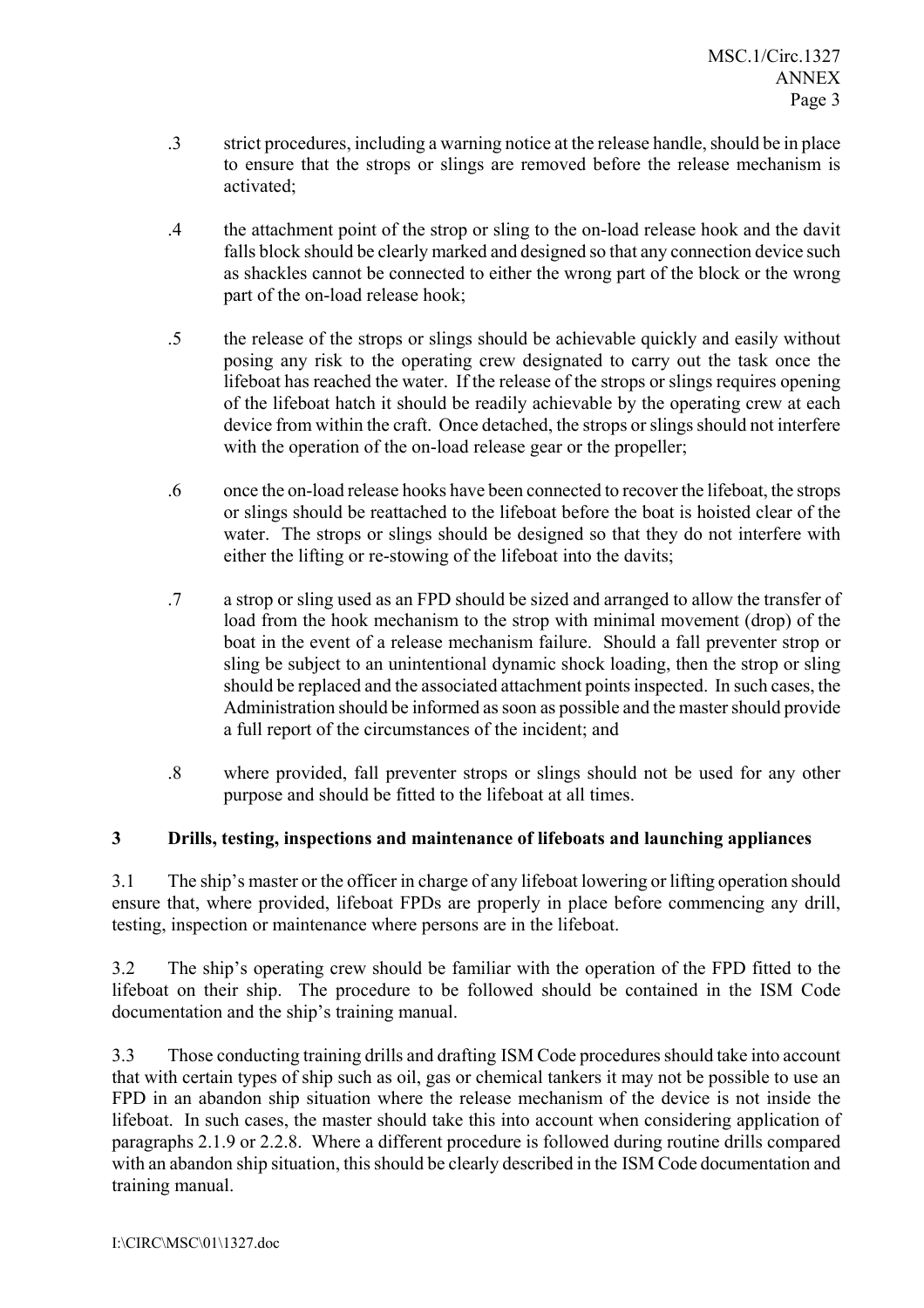.3 strict procedures, including a warning notice at the release handle, should be in place to ensure that the strops or slings are removed before the release mechanism is activated;

.4 the attachment point of the strop or sling to the on-load release hook and the davit falls block should be clearly marked and designed so that any connection device such as shackles cannot be connected to either the wrong part of the block or the wrong part of the on-load release hook;

.5 the release of the strops or slings should be achievable quickly and easily without posing any risk to the operating crew designated to carry out the task once the lifeboat has reached the water. If the release of the strops or slings requires opening of the lifeboat hatch it should be readily achievable by the operating crew at each device from within the craft. Once detached, the strops or slings should not interfere with the operation of the on-load release gear or the propeller;

.6 once the on-load release hooks have been connected to recover the lifeboat, the strops or slings should be reattached to the lifeboat before the boat is hoisted clear of the water. The strops or slings should be designed so that they do not interfere with either the lifting or re-stowing of the lifeboat into the davits;

.7 a strop or sling used as an FPD should be sized and arranged to allow the transfer of load from the hook mechanism to the strop with minimal movement (drop) of the boat in the event of a release mechanism failure. Should a fall preventer strop or sling be subject to an unintentional dynamic shock loading, then the strop or sling should be replaced and the associated attachment points inspected. In such cases, the Administration should be informed as soon as possible and the master should provide a full report of the circumstances of the incident; and

.8 where provided, fall preventer strops or slings should not be used for any other purpose and should be fitted to the lifeboat at all times.

## 3 Drills, testing, inspections and maintenance of lifeboats and launching appliances

3.1 The ship's master or the officer in charge of any lifeboat lowering or lifting operation should ensure that, where provided, lifeboat FPDs are properly in place before commencing any drill, testing, inspection or maintenance where persons are in the lifeboat.

3.2 The ship's operating crew should be familiar with the operation of the FPD fitted to the lifeboat on their ship. The procedure to be followed should be contained in the ISM Code documentation and the ship's training manual.

3.3 Those conducting training drills and drafting ISM Code procedures should take into account that with certain types of ship such as oil, gas or chemical tankers it may not be possible to use an FPD in an abandon ship situation where the release mechanism of the device is not inside the lifeboat. In such cases, the master should take this into account when considering application of paragraphs 2.1.9 or 2.2.8. Where a different procedure is followed during routine drills compared with an abandon ship situation, this should be clearly described in the ISM Code documentation and training manual.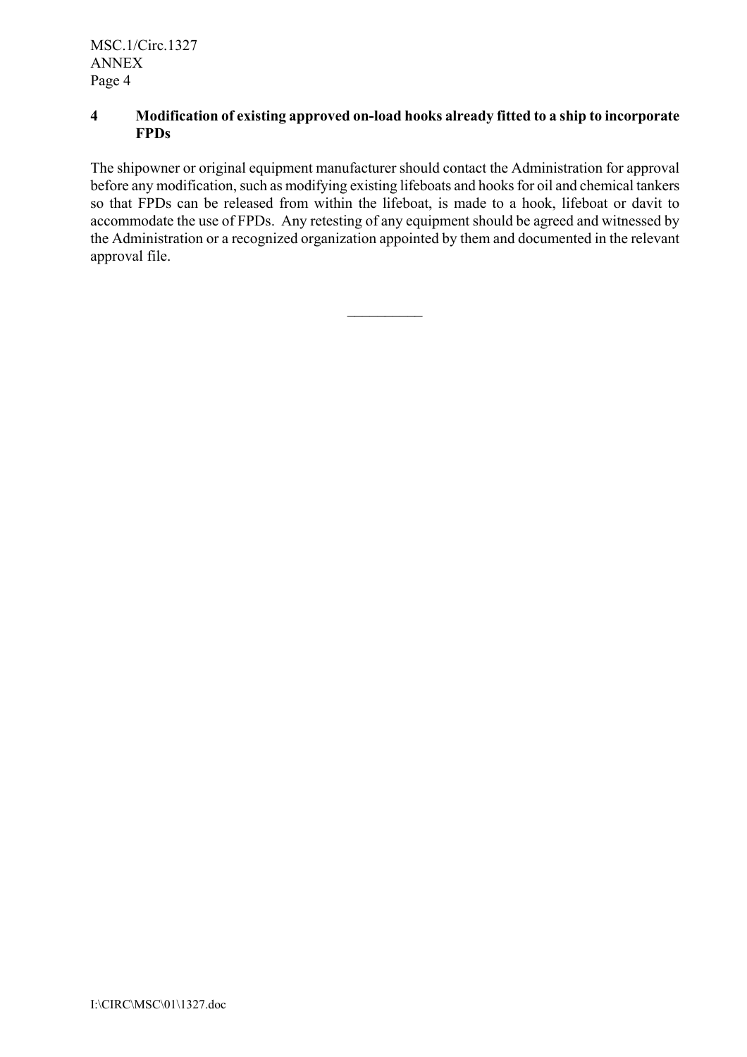**4 Modification of existing approved on-load hooks already fitted to a ship to incorporate FPDs**

The shipowner or original equipment manufacturer should contact the Administration for approval before any modification, such as modifying existing lifeboats and hooks for oil and chemical tankers so that FPDs can be released from within the lifeboat, is made to a hook, lifeboat or davit to accommodate the use of FPDs. Any retesting of any equipment should be agreed and witnessed by the Administration or a recognized organization appointed by them and documented in the relevant approval file.

\_\_\_\_\_\_\_\_\_\_